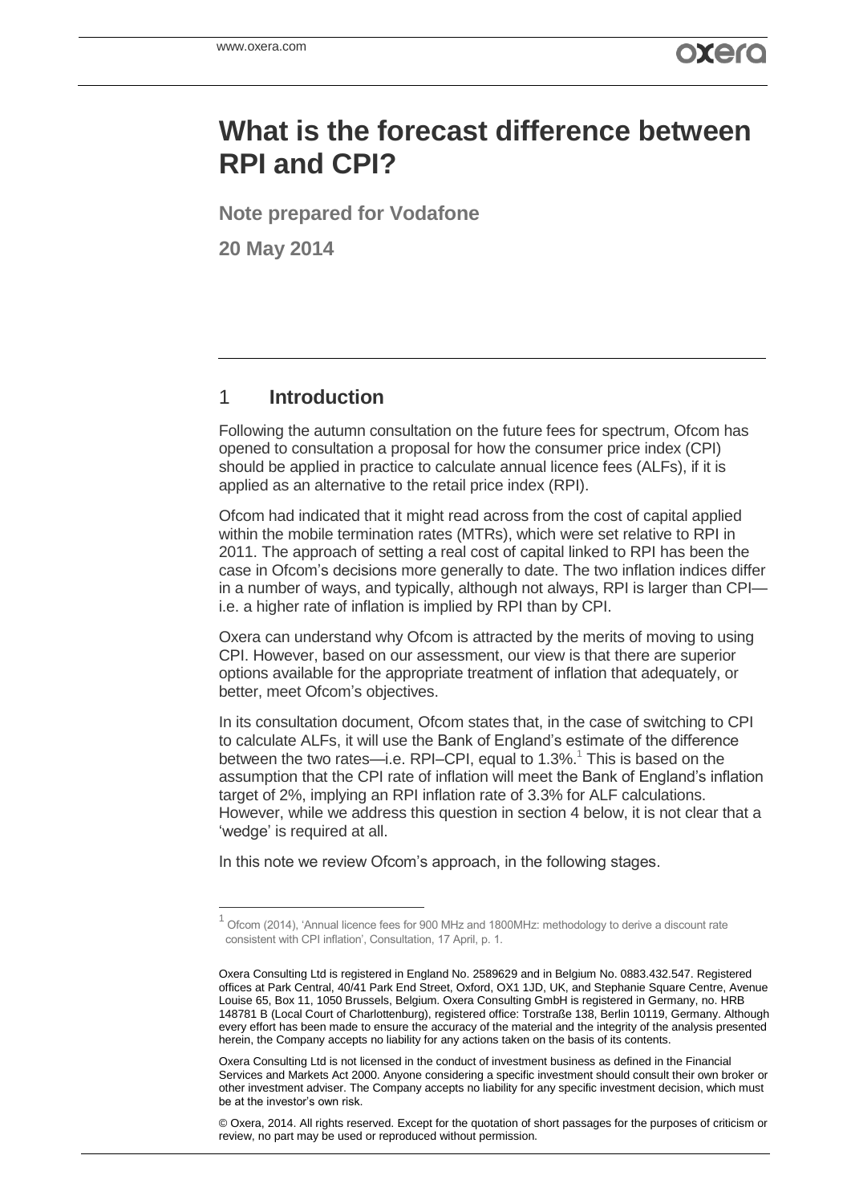# What is the forecast difference between RPI and CPI?

**Note prepared for Vodafone**

**20 May 2014**

## 1 Introduction

Following the autumn consultation on the future fees for spectrum, Ofcom has opened to consultation a proposal for how the consumer price index (CPI) should be applied in practice to calculate annual licence fees (ALFs), if it is applied as an alternative to the retail price index (RPI).

Ofcom had indicated that it might read across from the cost of capital applied within the mobile termination rates (MTRs), which were set relative to RPI in 2011. The approach of setting a real cost of capital linked to RPI has been the case in Ofcom's decisions more generally to date. The two inflation indices differ in a number of ways, and typically, although not always, RPI is larger than CPI—i.e. a higher rate of inflation is implied by RPI than by CPI.

Oxera can understand why Ofcom is attracted by the merits of moving to using CPI. However, based on our assessment, our view is that there are superior options available for the appropriate treatment of inflation that adequately, or better, meet Ofcom's objectives.

In its consultation document, Ofcom states that, in the case of switching to CPI to calculate ALFs, it will use the Bank of England's estimate of the difference between the two rates—i.e. RPI–CPI, equal to 1.3%.[1] This is based on the assumption that the CPI rate of inflation will meet the Bank of England's inflation target of 2%, implying an RPI inflation rate of 3.3% for ALF calculations. However, while we address this question in section 4 below, it is not clear that a 'wedge' is required at all.

In this note we review Ofcom's approach, in the following stages.

[1] Ofcom (2014), 'Annual licence fees for 900 MHz and 1800MHz: methodology to derive a discount rate consistent with CPI inflation', Consultation, 17 April, p. 1.

Oxera Consulting Ltd is registered in England No. 2589629 and in Belgium No. 0883.432.547. Registered offices at Park Central, 40/41 Park End Street, Oxford, OX1 1JD, UK, and Stephanie Square Centre, Avenue Louise 65, Box 11, 1050 Brussels, Belgium. Oxera Consulting GmbH is registered in Germany, no. HRB 148781 B (Local Court of Charlottenburg), registered office: Torstraße 138, Berlin 10119, Germany. Although every effort has been made to ensure the accuracy of the material and the integrity of the analysis presented herein, the Company accepts no liability for any actions taken on the basis of its contents.

Oxera Consulting Ltd is not licensed in the conduct of investment business as defined in the Financial Services and Markets Act 2000. Anyone considering a specific investment should consult their own broker or other investment adviser. The Company accepts no liability for any specific investment decision, which must be at the investor's own risk.

© Oxera, 2014. All rights reserved. Except for the quotation of short passages for the purposes of criticism or review, no part may be used or reproduced without permission.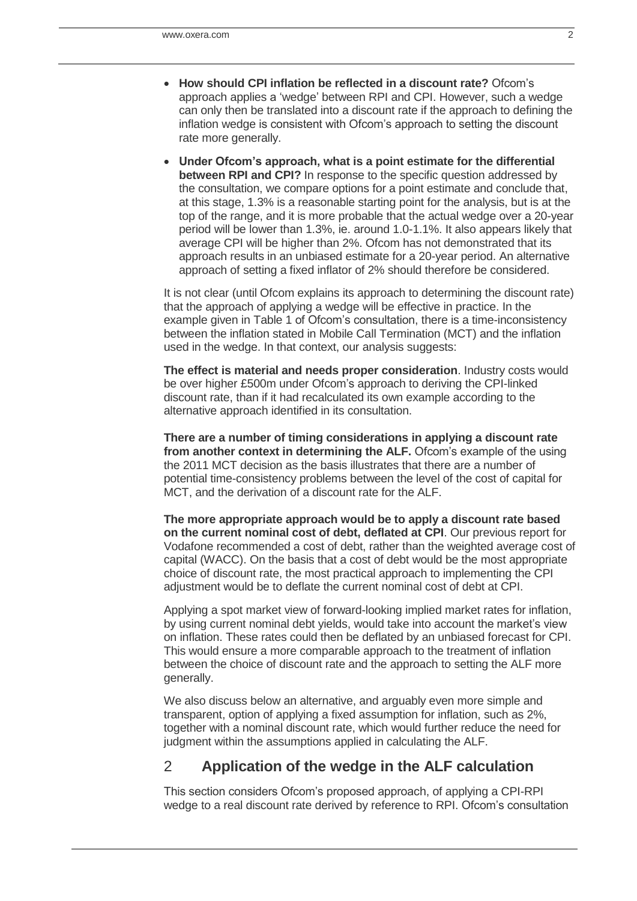- **How should CPI inflation be reflected in a discount rate?** Ofcom's approach applies a 'wedge' between RPI and CPI. However, such a wedge can only then be translated into a discount rate if the approach to defining the inflation wedge is consistent with Ofcom's approach to setting the discount rate more generally.

- **Under Ofcom's approach, what is a point estimate for the differential between RPI and CPI?** In response to the specific question addressed by the consultation, we compare options for a point estimate and conclude that, at this stage, 1.3% is a reasonable starting point for the analysis, but is at the top of the range, and it is more probable that the actual wedge over a 20-year period will be lower than 1.3%, ie. around 1.0-1.1%. It also appears likely that average CPI will be higher than 2%. Ofcom has not demonstrated that its approach results in an unbiased estimate for a 20-year period. An alternative approach of setting a fixed inflator of 2% should therefore be considered.

It is not clear (until Ofcom explains its approach to determining the discount rate) that the approach of applying a wedge will be effective in practice. In the example given in Table 1 of Ofcom's consultation, there is a time-inconsistency between the inflation stated in Mobile Call Termination (MCT) and the inflation used in the wedge. In that context, our analysis suggests:

**The effect is material and needs proper consideration**. Industry costs would be over higher £500m under Ofcom's approach to deriving the CPI-linked discount rate, than if it had recalculated its own example according to the alternative approach identified in its consultation.

**There are a number of timing considerations in applying a discount rate from another context in determining the ALF.** Ofcom's example of the using the 2011 MCT decision as the basis illustrates that there are a number of potential time-consistency problems between the level of the cost of capital for MCT, and the derivation of a discount rate for the ALF.

**The more appropriate approach would be to apply a discount rate based on the current nominal cost of debt, deflated at CPI**. Our previous report for Vodafone recommended a cost of debt, rather than the weighted average cost of capital (WACC). On the basis that a cost of debt would be the most appropriate choice of discount rate, the most practical approach to implementing the CPI adjustment would be to deflate the current nominal cost of debt at CPI.

Applying a spot market view of forward-looking implied market rates for inflation, by using current nominal debt yields, would take into account the market's view on inflation. These rates could then be deflated by an unbiased forecast for CPI. This would ensure a more comparable approach to the treatment of inflation between the choice of discount rate and the approach to setting the ALF more generally.

We also discuss below an alternative, and arguably even more simple and transparent, option of applying a fixed assumption for inflation, such as 2%, together with a nominal discount rate, which would further reduce the need for judgment within the assumptions applied in calculating the ALF.

## 2 Application of the wedge in the ALF calculation

This section considers Ofcom's proposed approach, of applying a CPI-RPI wedge to a real discount rate derived by reference to RPI. Ofcom's consultation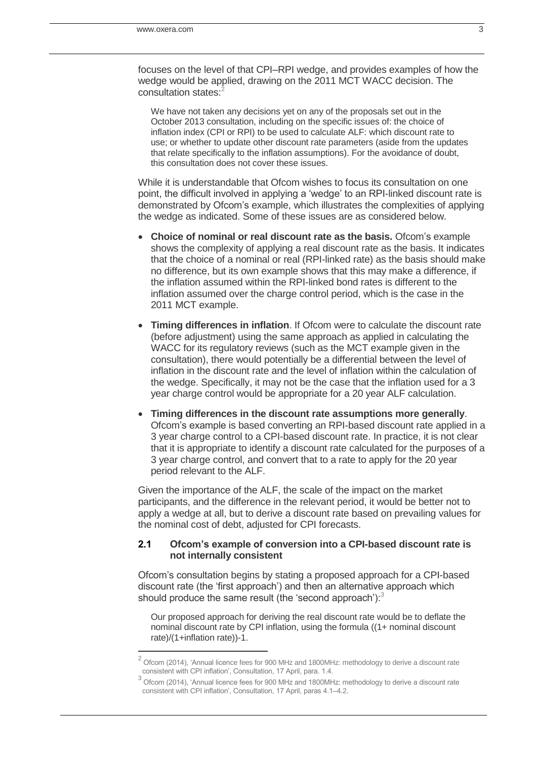focuses on the level of that CPI–RPI wedge, and provides examples of how the wedge would be applied, drawing on the 2011 MCT WACC decision. The consultation states:[2]

> We have not taken any decisions yet on any of the proposals set out in the October 2013 consultation, including on the specific issues of: the choice of inflation index (CPI or RPI) to be used to calculate ALF: which discount rate to use; or whether to update other discount rate parameters (aside from the updates that relate specifically to the inflation assumptions). For the avoidance of doubt, this consultation does not cover these issues.

While it is understandable that Ofcom wishes to focus its consultation on one point, the difficult involved in applying a 'wedge' to an RPI-linked discount rate is demonstrated by Ofcom's example, which illustrates the complexities of applying the wedge as indicated. Some of these issues are as considered below.

- **Choice of nominal or real discount rate as the basis.** Ofcom's example shows the complexity of applying a real discount rate as the basis. It indicates that the choice of a nominal or real (RPI-linked rate) as the basis should make no difference, but its own example shows that this may make a difference, if the inflation assumed within the RPI-linked bond rates is different to the inflation assumed over the charge control period, which is the case in the 2011 MCT example.
- **Timing differences in inflation**. If Ofcom were to calculate the discount rate (before adjustment) using the same approach as applied in calculating the WACC for its regulatory reviews (such as the MCT example given in the consultation), there would potentially be a differential between the level of inflation in the discount rate and the level of inflation within the calculation of the wedge. Specifically, it may not be the case that the inflation used for a 3 year charge control would be appropriate for a 20 year ALF calculation.
- **Timing differences in the discount rate assumptions more generally**. Ofcom's example is based converting an RPI-based discount rate applied in a 3 year charge control to a CPI-based discount rate. In practice, it is not clear that it is appropriate to identify a discount rate calculated for the purposes of a 3 year charge control, and convert that to a rate to apply for the 20 year period relevant to the ALF.

Given the importance of the ALF, the scale of the impact on the market participants, and the difference in the relevant period, it would be better not to apply a wedge at all, but to derive a discount rate based on prevailing values for the nominal cost of debt, adjusted for CPI forecasts.

## 2.1 Ofcom's example of conversion into a CPI-based discount rate is not internally consistent

Ofcom's consultation begins by stating a proposed approach for a CPI-based discount rate (the 'first approach') and then an alternative approach which should produce the same result (the 'second approach'):[3]

> Our proposed approach for deriving the real discount rate would be to deflate the nominal discount rate by CPI inflation, using the formula ((1+ nominal discount rate)/(1+inflation rate))-1.

[2] Ofcom (2014), 'Annual licence fees for 900 MHz and 1800MHz: methodology to derive a discount rate consistent with CPI inflation', Consultation, 17 April, para. 1.4.

[3] Ofcom (2014), 'Annual licence fees for 900 MHz and 1800MHz: methodology to derive a discount rate consistent with CPI inflation', Consultation, 17 April, paras 4.1–4.2.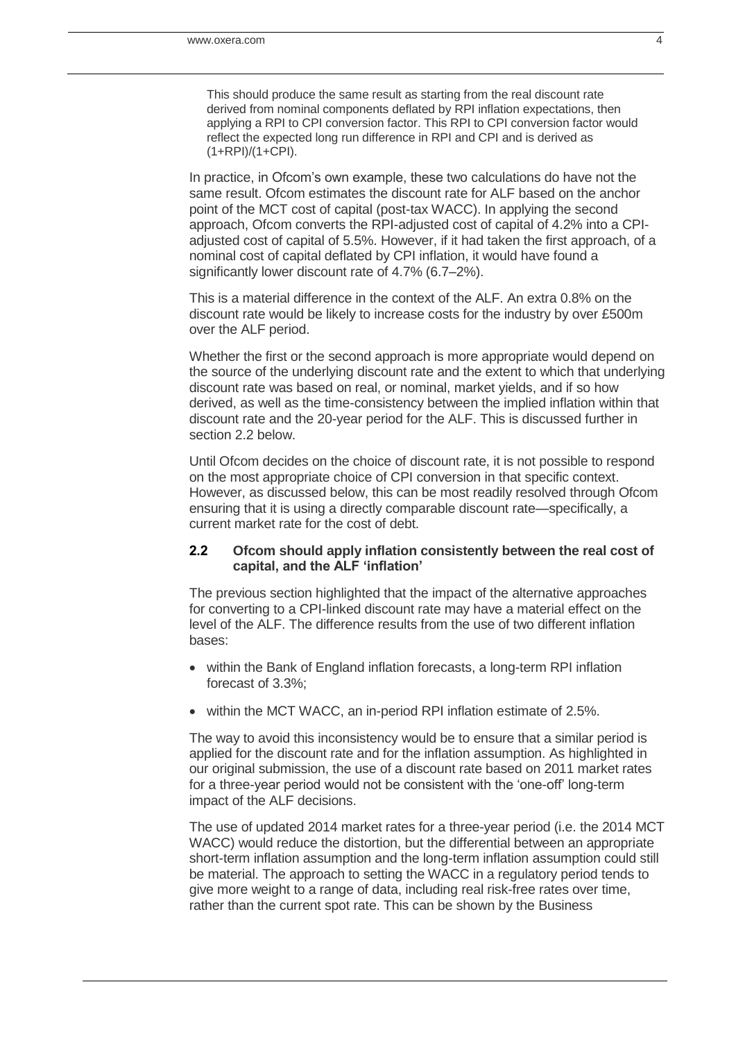This should produce the same result as starting from the real discount rate derived from nominal components deflated by RPI inflation expectations, then applying a RPI to CPI conversion factor. This RPI to CPI conversion factor would reflect the expected long run difference in RPI and CPI and is derived as (1+RPI)/(1+CPI).

In practice, in Ofcom's own example, these two calculations do have not the same result. Ofcom estimates the discount rate for ALF based on the anchor point of the MCT cost of capital (post-tax WACC). In applying the second approach, Ofcom converts the RPI-adjusted cost of capital of 4.2% into a CPI-adjusted cost of capital of 5.5%. However, if it had taken the first approach, of a nominal cost of capital deflated by CPI inflation, it would have found a significantly lower discount rate of 4.7% (6.7–2%).

This is a material difference in the context of the ALF. An extra 0.8% on the discount rate would be likely to increase costs for the industry by over £500m over the ALF period.

Whether the first or the second approach is more appropriate would depend on the source of the underlying discount rate and the extent to which that underlying discount rate was based on real, or nominal, market yields, and if so how derived, as well as the time-consistency between the implied inflation within that discount rate and the 20-year period for the ALF. This is discussed further in section 2.2 below.

Until Ofcom decides on the choice of discount rate, it is not possible to respond on the most appropriate choice of CPI conversion in that specific context. However, as discussed below, this can be most readily resolved through Ofcom ensuring that it is using a directly comparable discount rate—specifically, a current market rate for the cost of debt.

### 2.2 Ofcom should apply inflation consistently between the real cost of capital, and the ALF 'inflation'

The previous section highlighted that the impact of the alternative approaches for converting to a CPI-linked discount rate may have a material effect on the level of the ALF. The difference results from the use of two different inflation bases:

- within the Bank of England inflation forecasts, a long-term RPI inflation forecast of 3.3%;
- within the MCT WACC, an in-period RPI inflation estimate of 2.5%.

The way to avoid this inconsistency would be to ensure that a similar period is applied for the discount rate and for the inflation assumption. As highlighted in our original submission, the use of a discount rate based on 2011 market rates for a three-year period would not be consistent with the 'one-off' long-term impact of the ALF decisions.

The use of updated 2014 market rates for a three-year period (i.e. the 2014 MCT WACC) would reduce the distortion, but the differential between an appropriate short-term inflation assumption and the long-term inflation assumption could still be material. The approach to setting the WACC in a regulatory period tends to give more weight to a range of data, including real risk-free rates over time, rather than the current spot rate. This can be shown by the Business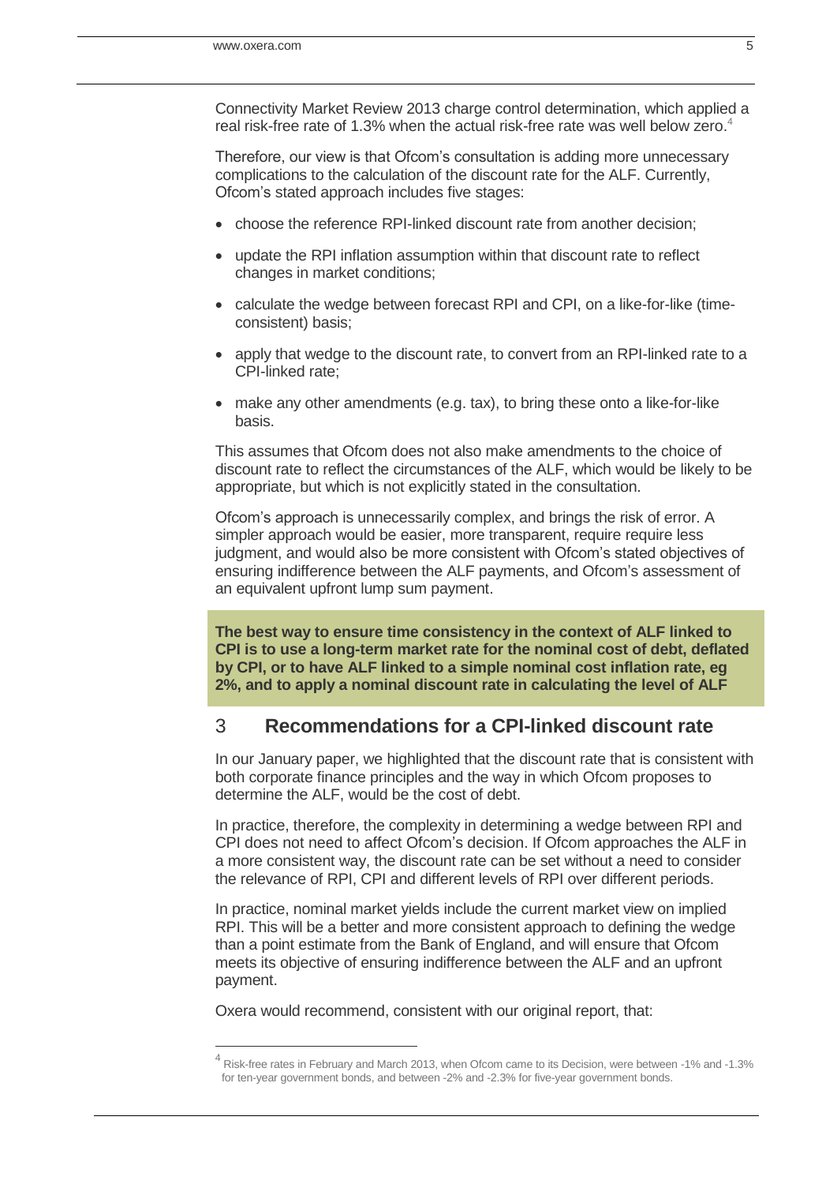Connectivity Market Review 2013 charge control determination, which applied a real risk-free rate of 1.3% when the actual risk-free rate was well below zero.[4]

Therefore, our view is that Ofcom's consultation is adding more unnecessary complications to the calculation of the discount rate for the ALF. Currently, Ofcom's stated approach includes five stages:

- choose the reference RPI-linked discount rate from another decision;
- update the RPI inflation assumption within that discount rate to reflect changes in market conditions;
- calculate the wedge between forecast RPI and CPI, on a like-for-like (time-consistent) basis;
- apply that wedge to the discount rate, to convert from an RPI-linked rate to a CPI-linked rate;
- make any other amendments (e.g. tax), to bring these onto a like-for-like basis.

This assumes that Ofcom does not also make amendments to the choice of discount rate to reflect the circumstances of the ALF, which would be likely to be appropriate, but which is not explicitly stated in the consultation.

Ofcom's approach is unnecessarily complex, and brings the risk of error. A simpler approach would be easier, more transparent, require require less judgment, and would also be more consistent with Ofcom's stated objectives of ensuring indifference between the ALF payments, and Ofcom's assessment of an equivalent upfront lump sum payment.

**The best way to ensure time consistency in the context of ALF linked to CPI is to use a long-term market rate for the nominal cost of debt, deflated by CPI, or to have ALF linked to a simple nominal cost inflation rate, eg 2%, and to apply a nominal discount rate in calculating the level of ALF**

## 3 Recommendations for a CPI-linked discount rate

In our January paper, we highlighted that the discount rate that is consistent with both corporate finance principles and the way in which Ofcom proposes to determine the ALF, would be the cost of debt.

In practice, therefore, the complexity in determining a wedge between RPI and CPI does not need to affect Ofcom's decision. If Ofcom approaches the ALF in a more consistent way, the discount rate can be set without a need to consider the relevance of RPI, CPI and different levels of RPI over different periods.

In practice, nominal market yields include the current market view on implied RPI. This will be a better and more consistent approach to defining the wedge than a point estimate from the Bank of England, and will ensure that Ofcom meets its objective of ensuring indifference between the ALF and an upfront payment.

Oxera would recommend, consistent with our original report, that:

[4] Risk-free rates in February and March 2013, when Ofcom came to its Decision, were between -1% and -1.3% for ten-year government bonds, and between -2% and -2.3% for five-year government bonds.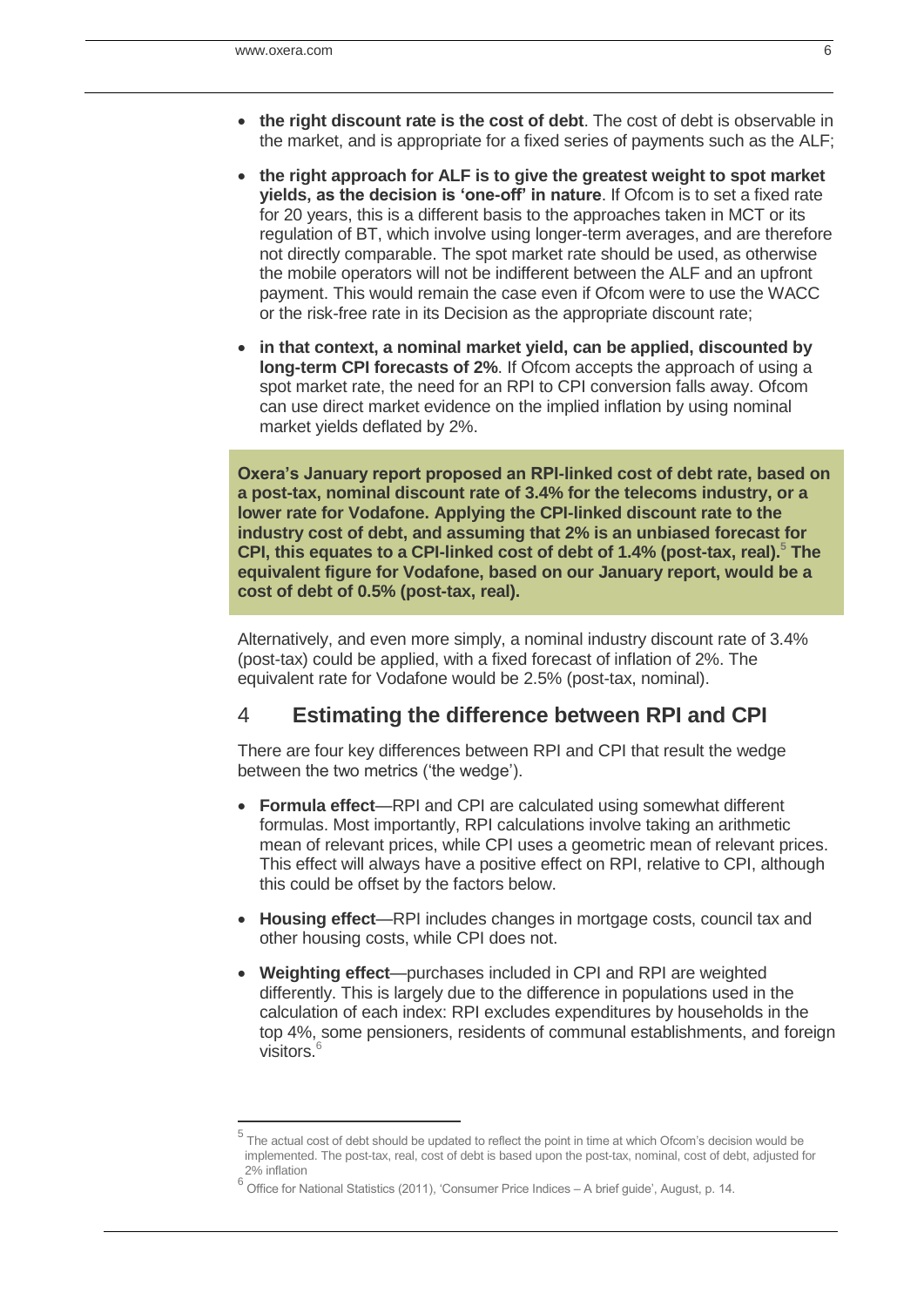- **the right discount rate is the cost of debt**. The cost of debt is observable in the market, and is appropriate for a fixed series of payments such as the ALF;
- **the right approach for ALF is to give the greatest weight to spot market yields, as the decision is 'one-off' in nature**. If Ofcom is to set a fixed rate for 20 years, this is a different basis to the approaches taken in MCT or its regulation of BT, which involve using longer-term averages, and are therefore not directly comparable. The spot market rate should be used, as otherwise the mobile operators will not be indifferent between the ALF and an upfront payment. This would remain the case even if Ofcom were to use the WACC or the risk-free rate in its Decision as the appropriate discount rate;
- **in that context, a nominal market yield, can be applied, discounted by long-term CPI forecasts of 2%**. If Ofcom accepts the approach of using a spot market rate, the need for an RPI to CPI conversion falls away. Ofcom can use direct market evidence on the implied inflation by using nominal market yields deflated by 2%.

**Oxera's January report proposed an RPI-linked cost of debt rate, based on a post-tax, nominal discount rate of 3.4% for the telecoms industry, or a lower rate for Vodafone. Applying the CPI-linked discount rate to the industry cost of debt, and assuming that 2% is an unbiased forecast for CPI, this equates to a CPI-linked cost of debt of 1.4% (post-tax, real).[5] The equivalent figure for Vodafone, based on our January report, would be a cost of debt of 0.5% (post-tax, real).**

Alternatively, and even more simply, a nominal industry discount rate of 3.4% (post-tax) could be applied, with a fixed forecast of inflation of 2%. The equivalent rate for Vodafone would be 2.5% (post-tax, nominal).

## 4 Estimating the difference between RPI and CPI

There are four key differences between RPI and CPI that result the wedge between the two metrics ('the wedge').

- **Formula effect**—RPI and CPI are calculated using somewhat different formulas. Most importantly, RPI calculations involve taking an arithmetic mean of relevant prices, while CPI uses a geometric mean of relevant prices. This effect will always have a positive effect on RPI, relative to CPI, although this could be offset by the factors below.
- **Housing effect**—RPI includes changes in mortgage costs, council tax and other housing costs, while CPI does not.
- **Weighting effect**—purchases included in CPI and RPI are weighted differently. This is largely due to the difference in populations used in the calculation of each index: RPI excludes expenditures by households in the top 4%, some pensioners, residents of communal establishments, and foreign visitors.[6]

---

[5] The actual cost of debt should be updated to reflect the point in time at which Ofcom's decision would be implemented. The post-tax, real, cost of debt is based upon the post-tax, nominal, cost of debt, adjusted for 2% inflation

[6] Office for National Statistics (2011), 'Consumer Price Indices – A brief guide', August, p. 14.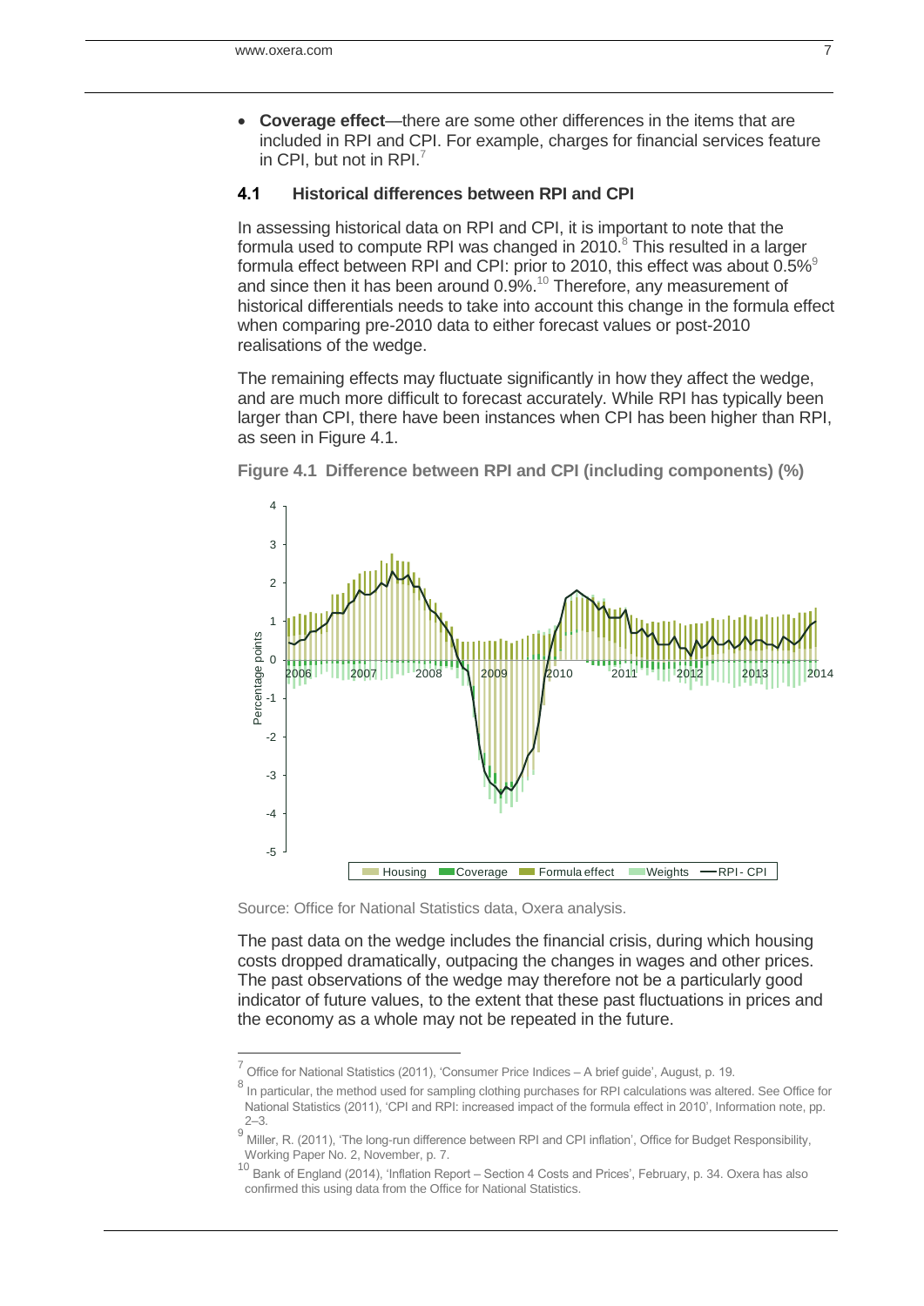- **Coverage effect**—there are some other differences in the items that are included in RPI and CPI. For example, charges for financial services feature in CPI, but not in RPI.[7]

### 4.1 Historical differences between RPI and CPI

In assessing historical data on RPI and CPI, it is important to note that the formula used to compute RPI was changed in 2010.[8] This resulted in a larger formula effect between RPI and CPI: prior to 2010, this effect was about 0.5%[9] and since then it has been around 0.9%.[10] Therefore, any measurement of historical differentials needs to take into account this change in the formula effect when comparing pre-2010 data to either forecast values or post-2010 realisations of the wedge.

The remaining effects may fluctuate significantly in how they affect the wedge, and are much more difficult to forecast accurately. While RPI has typically been larger than CPI, there have been instances when CPI has been higher than RPI, as seen in Figure 4.1.

**Figure 4.1 Difference between RPI and CPI (including components) (%)**

Source: Office for National Statistics data, Oxera analysis.

The past data on the wedge includes the financial crisis, during which housing costs dropped dramatically, outpacing the changes in wages and other prices. The past observations of the wedge may therefore not be a particularly good indicator of future values, to the extent that these past fluctuations in prices and the economy as a whole may not be repeated in the future.

---

[7] Office for National Statistics (2011), 'Consumer Price Indices – A brief guide', August, p. 19.

[8] In particular, the method used for sampling clothing purchases for RPI calculations was altered. See Office for National Statistics (2011), 'CPI and RPI: increased impact of the formula effect in 2010', Information note, pp. 2–3.

[9] Miller, R. (2011), 'The long-run difference between RPI and CPI inflation', Office for Budget Responsibility, Working Paper No. 2, November, p. 7.

[10] Bank of England (2014), 'Inflation Report – Section 4 Costs and Prices', February, p. 34. Oxera has also confirmed this using data from the Office for National Statistics.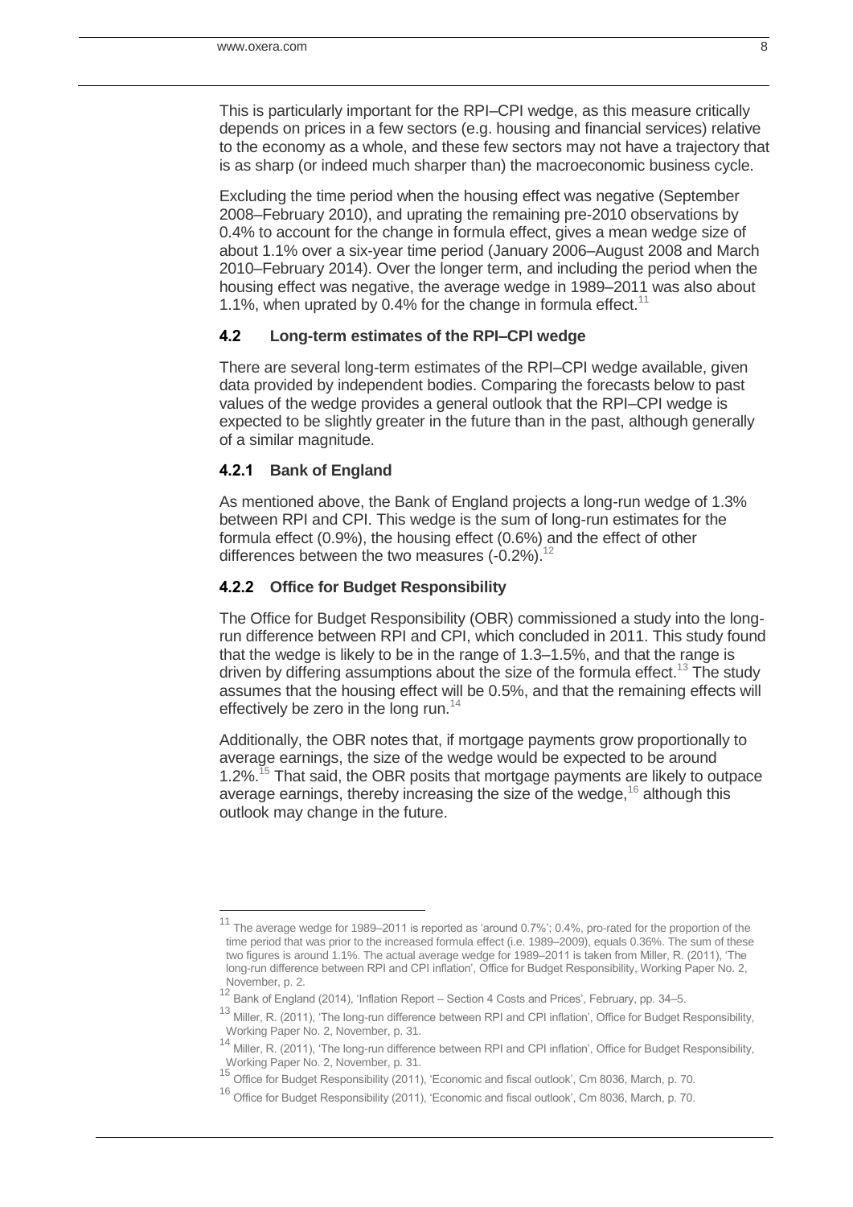This is particularly important for the RPI–CPI wedge, as this measure critically depends on prices in a few sectors (e.g. housing and financial services) relative to the economy as a whole, and these few sectors may not have a trajectory that is as sharp (or indeed much sharper than) the macroeconomic business cycle.

Excluding the time period when the housing effect was negative (September 2008–February 2010), and uprating the remaining pre-2010 observations by 0.4% to account for the change in formula effect, gives a mean wedge size of about 1.1% over a six-year time period (January 2006–August 2008 and March 2010–February 2014). Over the longer term, and including the period when the housing effect was negative, the average wedge in 1989–2011 was also about 1.1%, when uprated by 0.4% for the change in formula effect.[11]

### 4.2 Long-term estimates of the RPI–CPI wedge

There are several long-term estimates of the RPI–CPI wedge available, given data provided by independent bodies. Comparing the forecasts below to past values of the wedge provides a general outlook that the RPI–CPI wedge is expected to be slightly greater in the future than in the past, although generally of a similar magnitude.

#### 4.2.1 Bank of England

As mentioned above, the Bank of England projects a long-run wedge of 1.3% between RPI and CPI. This wedge is the sum of long-run estimates for the formula effect (0.9%), the housing effect (0.6%) and the effect of other differences between the two measures (-0.2%).[12]

#### 4.2.2 Office for Budget Responsibility

The Office for Budget Responsibility (OBR) commissioned a study into the long-run difference between RPI and CPI, which concluded in 2011. This study found that the wedge is likely to be in the range of 1.3–1.5%, and that the range is driven by differing assumptions about the size of the formula effect.[13] The study assumes that the housing effect will be 0.5%, and that the remaining effects will effectively be zero in the long run.[14]

Additionally, the OBR notes that, if mortgage payments grow proportionally to average earnings, the size of the wedge would be expected to be around 1.2%.[15] That said, the OBR posits that mortgage payments are likely to outpace average earnings, thereby increasing the size of the wedge,[16] although this outlook may change in the future.

---

[11] The average wedge for 1989–2011 is reported as 'around 0.7%'; 0.4%, pro-rated for the proportion of the time period that was prior to the increased formula effect (i.e. 1989–2009), equals 0.36%. The sum of these two figures is around 1.1%. The actual average wedge for 1989–2011 is taken from Miller, R. (2011), 'The long-run difference between RPI and CPI inflation', Office for Budget Responsibility, Working Paper No. 2, November, p. 2.

[12] Bank of England (2014), 'Inflation Report – Section 4 Costs and Prices', February, pp. 34–5.

[13] Miller, R. (2011), 'The long-run difference between RPI and CPI inflation', Office for Budget Responsibility, Working Paper No. 2, November, p. 31.

[14] Miller, R. (2011), 'The long-run difference between RPI and CPI inflation', Office for Budget Responsibility, Working Paper No. 2, November, p. 31.

[15] Office for Budget Responsibility (2011), 'Economic and fiscal outlook', Cm 8036, March, p. 70.

[16] Office for Budget Responsibility (2011), 'Economic and fiscal outlook', Cm 8036, March, p. 70.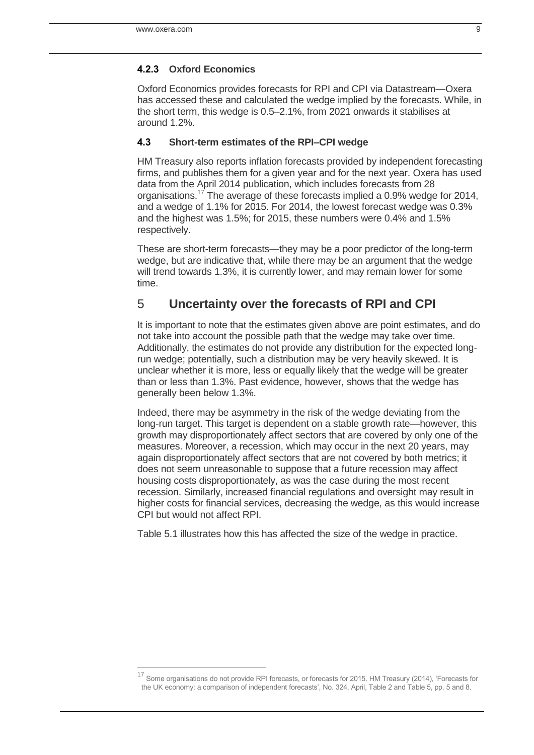### 4.2.3 Oxford Economics

Oxford Economics provides forecasts for RPI and CPI via Datastream—Oxera has accessed these and calculated the wedge implied by the forecasts. While, in the short term, this wedge is 0.5–2.1%, from 2021 onwards it stabilises at around 1.2%.

### 4.3 Short-term estimates of the RPI–CPI wedge

HM Treasury also reports inflation forecasts provided by independent forecasting firms, and publishes them for a given year and for the next year. Oxera has used data from the April 2014 publication, which includes forecasts from 28 organisations.[17] The average of these forecasts implied a 0.9% wedge for 2014, and a wedge of 1.1% for 2015. For 2014, the lowest forecast wedge was 0.3% and the highest was 1.5%; for 2015, these numbers were 0.4% and 1.5% respectively.

These are short-term forecasts—they may be a poor predictor of the long-term wedge, but are indicative that, while there may be an argument that the wedge will trend towards 1.3%, it is currently lower, and may remain lower for some time.

## 5 Uncertainty over the forecasts of RPI and CPI

It is important to note that the estimates given above are point estimates, and do not take into account the possible path that the wedge may take over time. Additionally, the estimates do not provide any distribution for the expected long-run wedge; potentially, such a distribution may be very heavily skewed. It is unclear whether it is more, less or equally likely that the wedge will be greater than or less than 1.3%. Past evidence, however, shows that the wedge has generally been below 1.3%.

Indeed, there may be asymmetry in the risk of the wedge deviating from the long-run target. This target is dependent on a stable growth rate—however, this growth may disproportionately affect sectors that are covered by only one of the measures. Moreover, a recession, which may occur in the next 20 years, may again disproportionately affect sectors that are not covered by both metrics; it does not seem unreasonable to suppose that a future recession may affect housing costs disproportionately, as was the case during the most recent recession. Similarly, increased financial regulations and oversight may result in higher costs for financial services, decreasing the wedge, as this would increase CPI but would not affect RPI.

Table 5.1 illustrates how this has affected the size of the wedge in practice.

---

[17] Some organisations do not provide RPI forecasts, or forecasts for 2015. HM Treasury (2014), 'Forecasts for the UK economy: a comparison of independent forecasts', No. 324, April, Table 2 and Table 5, pp. 5 and 8.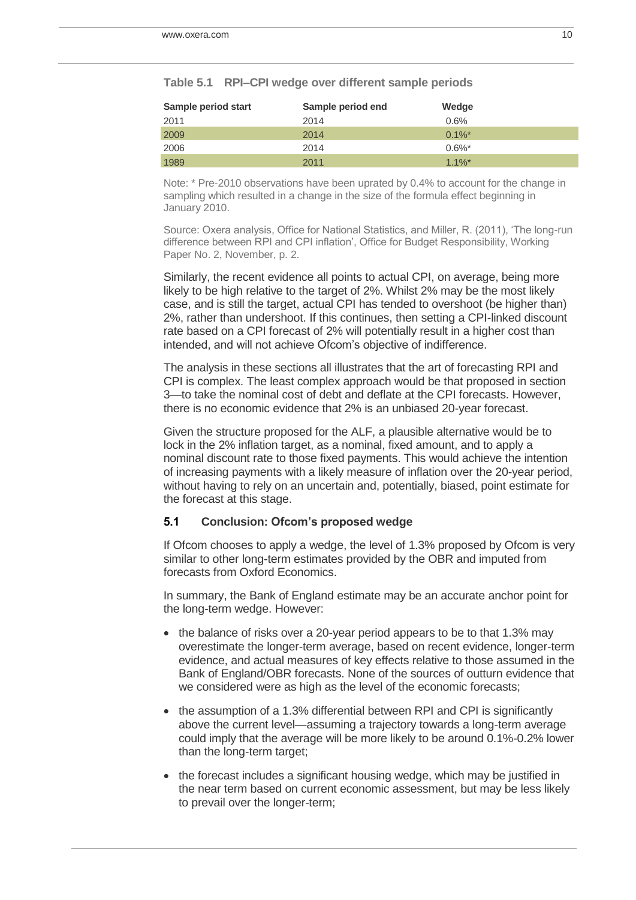**Table 5.1 RPI–CPI wedge over different sample periods**

| Sample period start | Sample period end | Wedge |
|---|---|---|
| 2011 | 2014 | 0.6% |
| 2009 | 2014 | 0.1%* |
| 2006 | 2014 | 0.6%* |
| 1989 | 2011 | 1.1%* |

Note: * Pre-2010 observations have been uprated by 0.4% to account for the change in sampling which resulted in a change in the size of the formula effect beginning in January 2010.

Source: Oxera analysis, Office for National Statistics, and Miller, R. (2011), 'The long-run difference between RPI and CPI inflation', Office for Budget Responsibility, Working Paper No. 2, November, p. 2.

Similarly, the recent evidence all points to actual CPI, on average, being more likely to be high relative to the target of 2%. Whilst 2% may be the most likely case, and is still the target, actual CPI has tended to overshoot (be higher than) 2%, rather than undershoot. If this continues, then setting a CPI-linked discount rate based on a CPI forecast of 2% will potentially result in a higher cost than intended, and will not achieve Ofcom's objective of indifference.

The analysis in these sections all illustrates that the art of forecasting RPI and CPI is complex. The least complex approach would be that proposed in section 3—to take the nominal cost of debt and deflate at the CPI forecasts. However, there is no economic evidence that 2% is an unbiased 20-year forecast.

Given the structure proposed for the ALF, a plausible alternative would be to lock in the 2% inflation target, as a nominal, fixed amount, and to apply a nominal discount rate to those fixed payments. This would achieve the intention of increasing payments with a likely measure of inflation over the 20-year period, without having to rely on an uncertain and, potentially, biased, point estimate for the forecast at this stage.

## 5.1 Conclusion: Ofcom's proposed wedge

If Ofcom chooses to apply a wedge, the level of 1.3% proposed by Ofcom is very similar to other long-term estimates provided by the OBR and imputed from forecasts from Oxford Economics.

In summary, the Bank of England estimate may be an accurate anchor point for the long-term wedge. However:

- the balance of risks over a 20-year period appears to be to that 1.3% may overestimate the longer-term average, based on recent evidence, longer-term evidence, and actual measures of key effects relative to those assumed in the Bank of England/OBR forecasts. None of the sources of outturn evidence that we considered were as high as the level of the economic forecasts;
- the assumption of a 1.3% differential between RPI and CPI is significantly above the current level—assuming a trajectory towards a long-term average could imply that the average will be more likely to be around 0.1%-0.2% lower than the long-term target;
- the forecast includes a significant housing wedge, which may be justified in the near term based on current economic assessment, but may be less likely to prevail over the longer-term;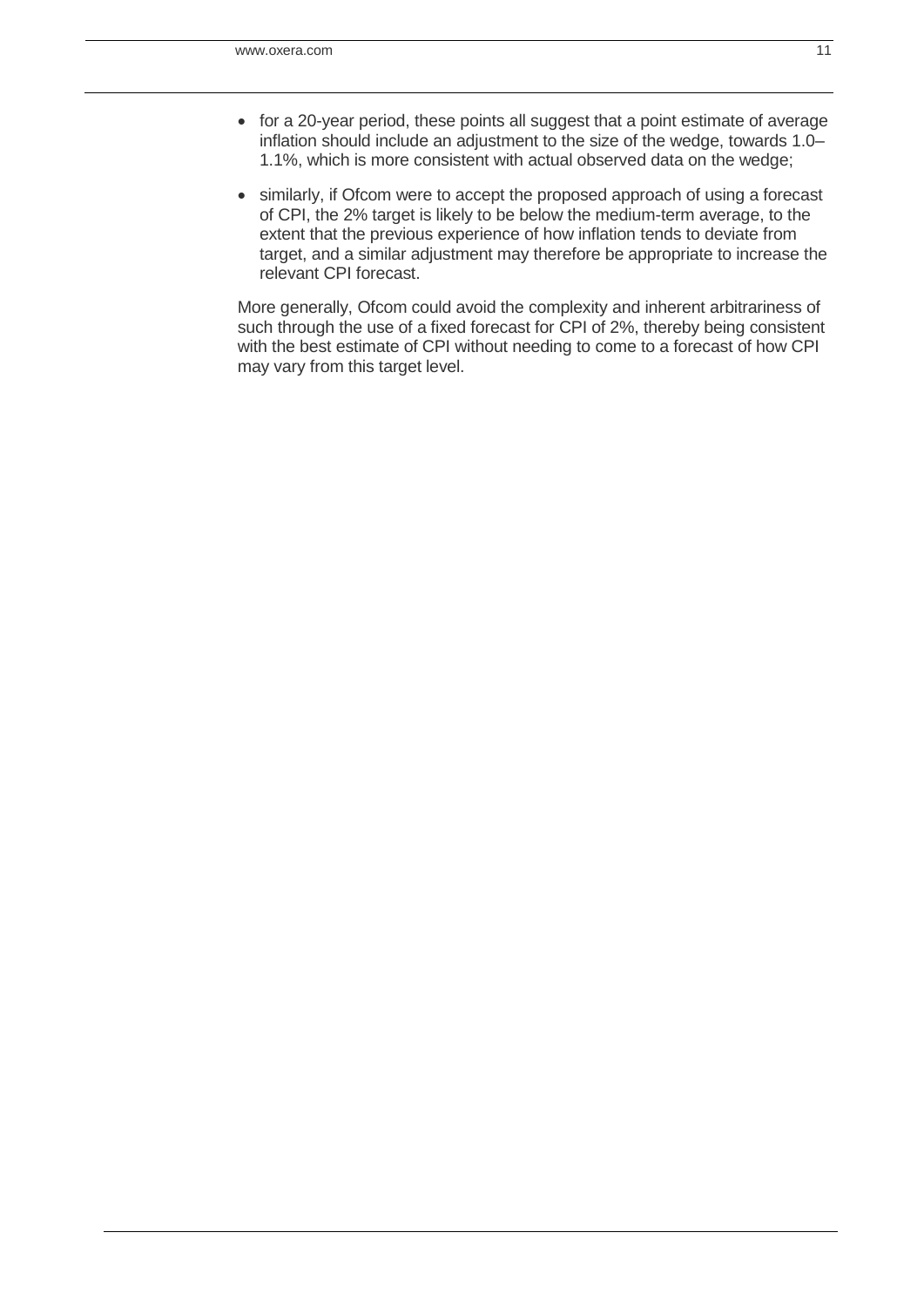- for a 20-year period, these points all suggest that a point estimate of average inflation should include an adjustment to the size of the wedge, towards 1.0–1.1%, which is more consistent with actual observed data on the wedge;
- similarly, if Ofcom were to accept the proposed approach of using a forecast of CPI, the 2% target is likely to be below the medium-term average, to the extent that the previous experience of how inflation tends to deviate from target, and a similar adjustment may therefore be appropriate to increase the relevant CPI forecast.

More generally, Ofcom could avoid the complexity and inherent arbitrariness of such through the use of a fixed forecast for CPI of 2%, thereby being consistent with the best estimate of CPI without needing to come to a forecast of how CPI may vary from this target level.